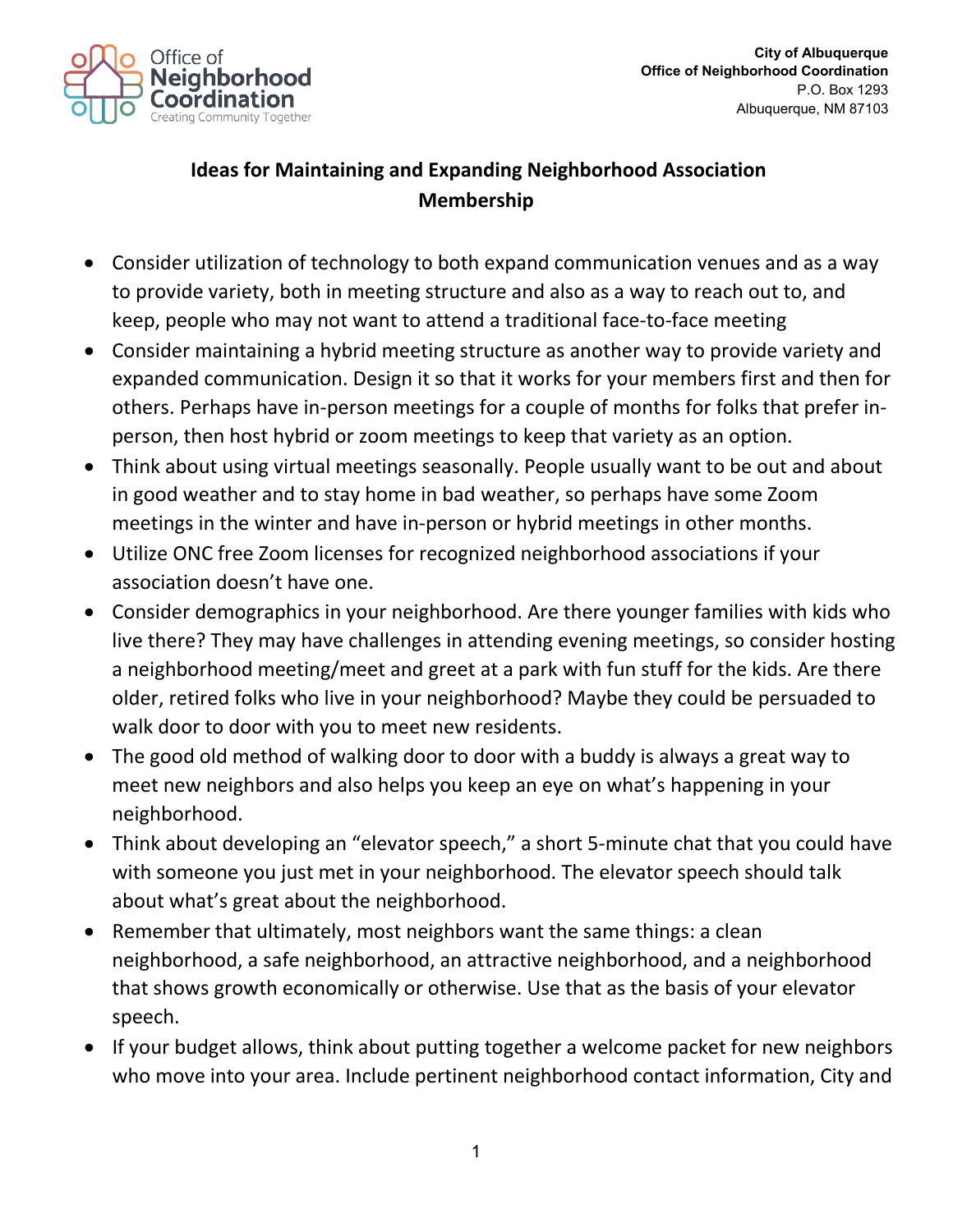Office of Neighborhood Coordination
Creating Community Together

**City of Albuquerque**
**Office of Neighborhood Coordination**
P.O. Box 1293
Albuquerque, NM 87103

## Ideas for Maintaining and Expanding Neighborhood Association Membership

- Consider utilization of technology to both expand communication venues and as a way to provide variety, both in meeting structure and also as a way to reach out to, and keep, people who may not want to attend a traditional face-to-face meeting
- Consider maintaining a hybrid meeting structure as another way to provide variety and expanded communication. Design it so that it works for your members first and then for others. Perhaps have in-person meetings for a couple of months for folks that prefer in-person, then host hybrid or zoom meetings to keep that variety as an option.
- Think about using virtual meetings seasonally. People usually want to be out and about in good weather and to stay home in bad weather, so perhaps have some Zoom meetings in the winter and have in-person or hybrid meetings in other months.
- Utilize ONC free Zoom licenses for recognized neighborhood associations if your association doesn't have one.
- Consider demographics in your neighborhood. Are there younger families with kids who live there? They may have challenges in attending evening meetings, so consider hosting a neighborhood meeting/meet and greet at a park with fun stuff for the kids. Are there older, retired folks who live in your neighborhood? Maybe they could be persuaded to walk door to door with you to meet new residents.
- The good old method of walking door to door with a buddy is always a great way to meet new neighbors and also helps you keep an eye on what's happening in your neighborhood.
- Think about developing an "elevator speech," a short 5-minute chat that you could have with someone you just met in your neighborhood. The elevator speech should talk about what's great about the neighborhood.
- Remember that ultimately, most neighbors want the same things: a clean neighborhood, a safe neighborhood, an attractive neighborhood, and a neighborhood that shows growth economically or otherwise. Use that as the basis of your elevator speech.
- If your budget allows, think about putting together a welcome packet for new neighbors who move into your area. Include pertinent neighborhood contact information, City and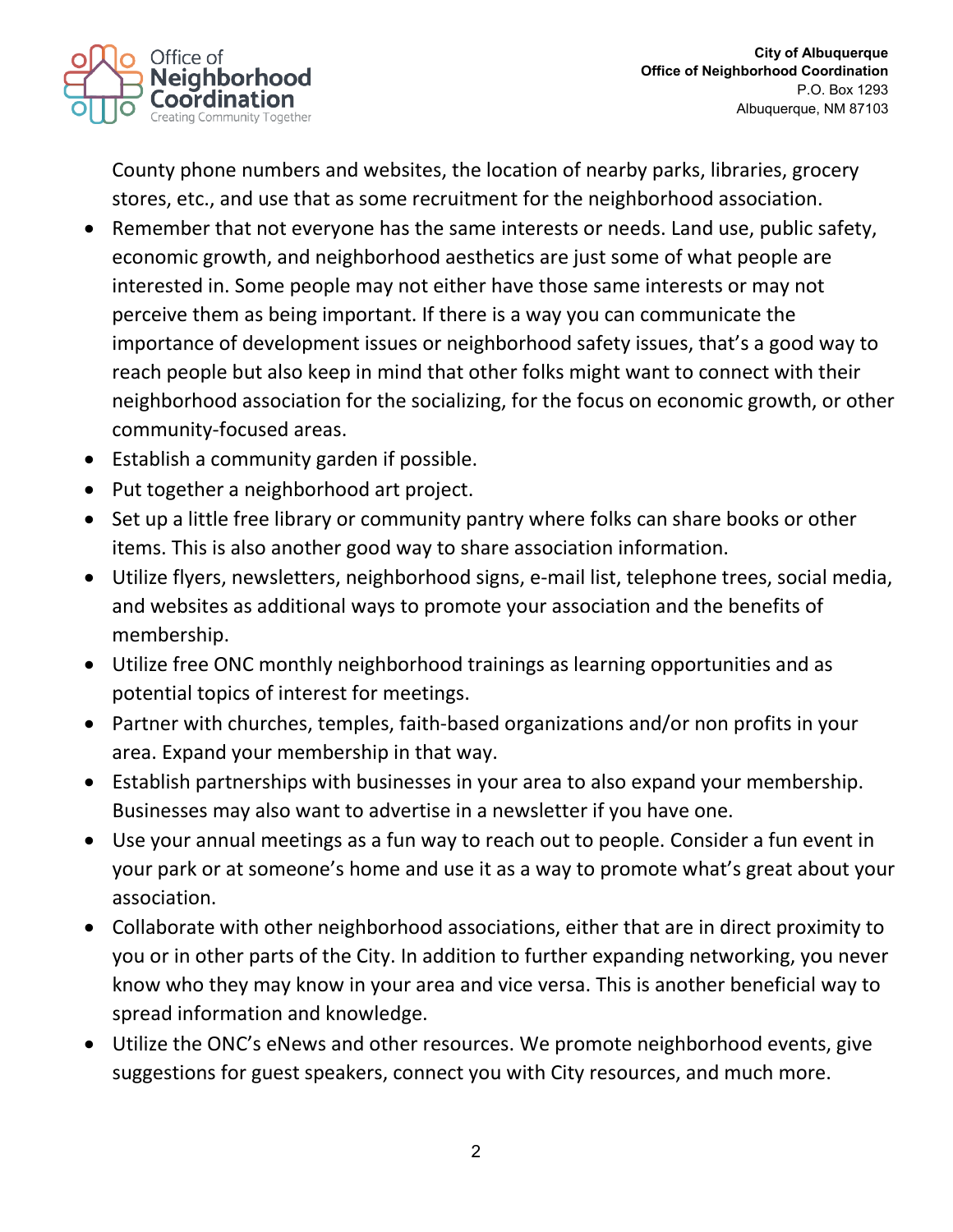County phone numbers and websites, the location of nearby parks, libraries, grocery stores, etc., and use that as some recruitment for the neighborhood association.

- Remember that not everyone has the same interests or needs. Land use, public safety, economic growth, and neighborhood aesthetics are just some of what people are interested in. Some people may not either have those same interests or may not perceive them as being important. If there is a way you can communicate the importance of development issues or neighborhood safety issues, that's a good way to reach people but also keep in mind that other folks might want to connect with their neighborhood association for the socializing, for the focus on economic growth, or other community-focused areas.
- Establish a community garden if possible.
- Put together a neighborhood art project.
- Set up a little free library or community pantry where folks can share books or other items. This is also another good way to share association information.
- Utilize flyers, newsletters, neighborhood signs, e-mail list, telephone trees, social media, and websites as additional ways to promote your association and the benefits of membership.
- Utilize free ONC monthly neighborhood trainings as learning opportunities and as potential topics of interest for meetings.
- Partner with churches, temples, faith-based organizations and/or non profits in your area. Expand your membership in that way.
- Establish partnerships with businesses in your area to also expand your membership. Businesses may also want to advertise in a newsletter if you have one.
- Use your annual meetings as a fun way to reach out to people. Consider a fun event in your park or at someone's home and use it as a way to promote what's great about your association.
- Collaborate with other neighborhood associations, either that are in direct proximity to you or in other parts of the City. In addition to further expanding networking, you never know who they may know in your area and vice versa. This is another beneficial way to spread information and knowledge.
- Utilize the ONC's eNews and other resources. We promote neighborhood events, give suggestions for guest speakers, connect you with City resources, and much more.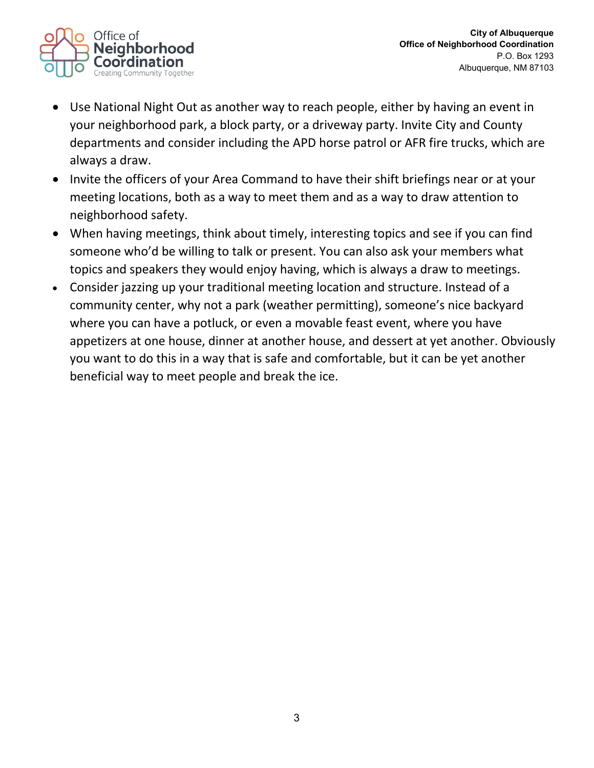- Use National Night Out as another way to reach people, either by having an event in your neighborhood park, a block party, or a driveway party. Invite City and County departments and consider including the APD horse patrol or AFR fire trucks, which are always a draw.
- Invite the officers of your Area Command to have their shift briefings near or at your meeting locations, both as a way to meet them and as a way to draw attention to neighborhood safety.
- When having meetings, think about timely, interesting topics and see if you can find someone who'd be willing to talk or present. You can also ask your members what topics and speakers they would enjoy having, which is always a draw to meetings.
- Consider jazzing up your traditional meeting location and structure. Instead of a community center, why not a park (weather permitting), someone's nice backyard where you can have a potluck, or even a movable feast event, where you have appetizers at one house, dinner at another house, and dessert at yet another. Obviously you want to do this in a way that is safe and comfortable, but it can be yet another beneficial way to meet people and break the ice.